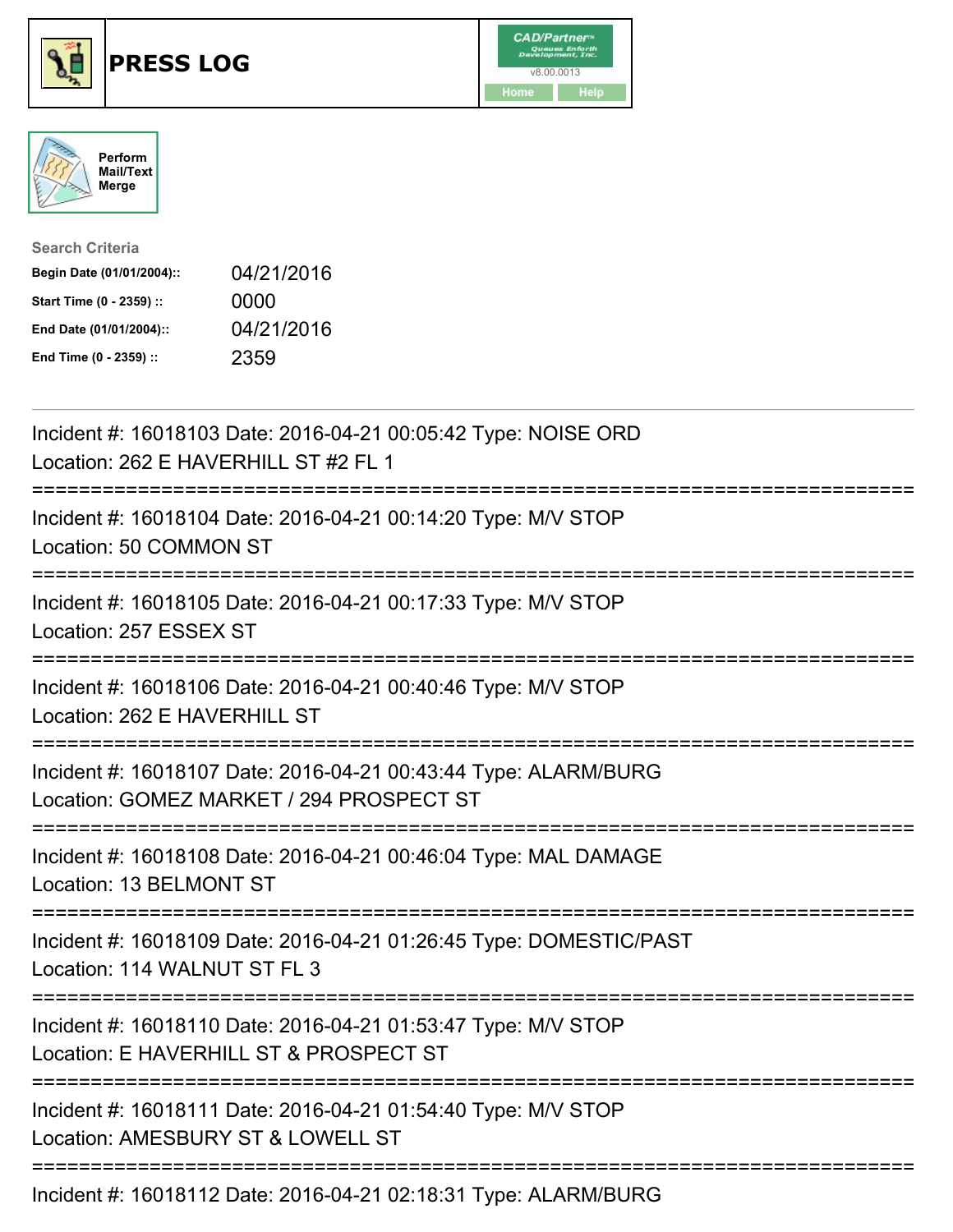# PRESS LOG

CAD/Partner™
v8.00.0013
Home Help

Perform Mail/Text Merge

**Search Criteria**

| | |
|---|---|
| Begin Date (01/01/2004):: | 04/21/2016 |
| Start Time (0 - 2359) :: | 0000 |
| End Date (01/01/2004):: | 04/21/2016 |
| End Time (0 - 2359) :: | 2359 |

---

Incident #: 16018103 Date: 2016-04-21 00:05:42 Type: NOISE ORD
Location: 262 E HAVERHILL ST #2 FL 1

===========================================================================

Incident #: 16018104 Date: 2016-04-21 00:14:20 Type: M/V STOP
Location: 50 COMMON ST

===========================================================================

Incident #: 16018105 Date: 2016-04-21 00:17:33 Type: M/V STOP
Location: 257 ESSEX ST

===========================================================================

Incident #: 16018106 Date: 2016-04-21 00:40:46 Type: M/V STOP
Location: 262 E HAVERHILL ST

===========================================================================

Incident #: 16018107 Date: 2016-04-21 00:43:44 Type: ALARM/BURG
Location: GOMEZ MARKET / 294 PROSPECT ST

===========================================================================

Incident #: 16018108 Date: 2016-04-21 00:46:04 Type: MAL DAMAGE
Location: 13 BELMONT ST

===========================================================================

Incident #: 16018109 Date: 2016-04-21 01:26:45 Type: DOMESTIC/PAST
Location: 114 WALNUT ST FL 3

===========================================================================

Incident #: 16018110 Date: 2016-04-21 01:53:47 Type: M/V STOP
Location: E HAVERHILL ST & PROSPECT ST

===========================================================================

Incident #: 16018111 Date: 2016-04-21 01:54:40 Type: M/V STOP
Location: AMESBURY ST & LOWELL ST

===========================================================================

Incident #: 16018112 Date: 2016-04-21 02:18:31 Type: ALARM/BURG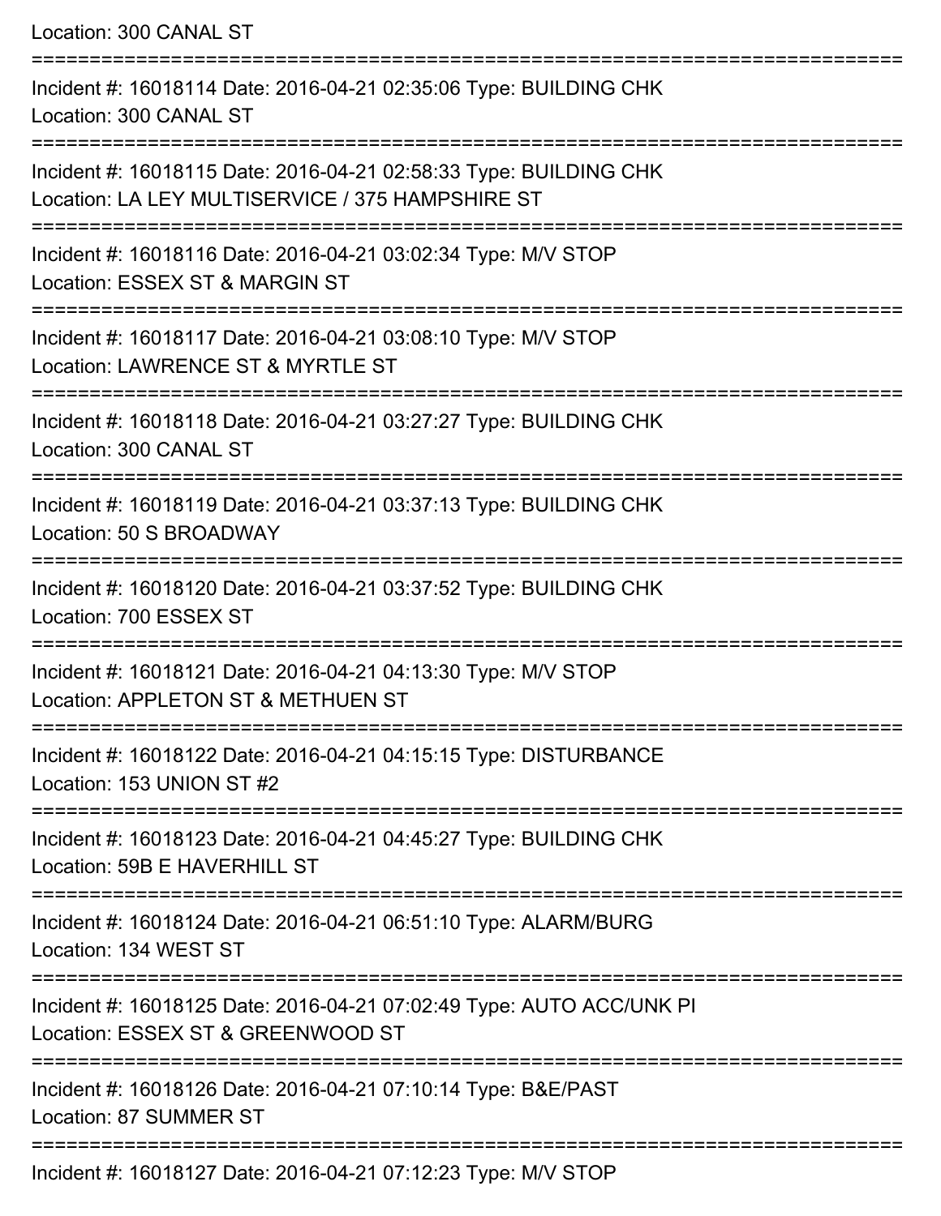Location: 300 CANAL ST

===========================================================================

Incident #: 16018114 Date: 2016-04-21 02:35:06 Type: BUILDING CHK
Location: 300 CANAL ST

===========================================================================

Incident #: 16018115 Date: 2016-04-21 02:58:33 Type: BUILDING CHK
Location: LA LEY MULTISERVICE / 375 HAMPSHIRE ST

===========================================================================

Incident #: 16018116 Date: 2016-04-21 03:02:34 Type: M/V STOP
Location: ESSEX ST & MARGIN ST

===========================================================================

Incident #: 16018117 Date: 2016-04-21 03:08:10 Type: M/V STOP
Location: LAWRENCE ST & MYRTLE ST

===========================================================================

Incident #: 16018118 Date: 2016-04-21 03:27:27 Type: BUILDING CHK
Location: 300 CANAL ST

===========================================================================

Incident #: 16018119 Date: 2016-04-21 03:37:13 Type: BUILDING CHK
Location: 50 S BROADWAY

===========================================================================

Incident #: 16018120 Date: 2016-04-21 03:37:52 Type: BUILDING CHK
Location: 700 ESSEX ST

===========================================================================

Incident #: 16018121 Date: 2016-04-21 04:13:30 Type: M/V STOP
Location: APPLETON ST & METHUEN ST

===========================================================================

Incident #: 16018122 Date: 2016-04-21 04:15:15 Type: DISTURBANCE
Location: 153 UNION ST #2

===========================================================================

Incident #: 16018123 Date: 2016-04-21 04:45:27 Type: BUILDING CHK
Location: 59B E HAVERHILL ST

===========================================================================

Incident #: 16018124 Date: 2016-04-21 06:51:10 Type: ALARM/BURG
Location: 134 WEST ST

===========================================================================

Incident #: 16018125 Date: 2016-04-21 07:02:49 Type: AUTO ACC/UNK PI
Location: ESSEX ST & GREENWOOD ST

===========================================================================

Incident #: 16018126 Date: 2016-04-21 07:10:14 Type: B&E/PAST
Location: 87 SUMMER ST

===========================================================================

Incident #: 16018127 Date: 2016-04-21 07:12:23 Type: M/V STOP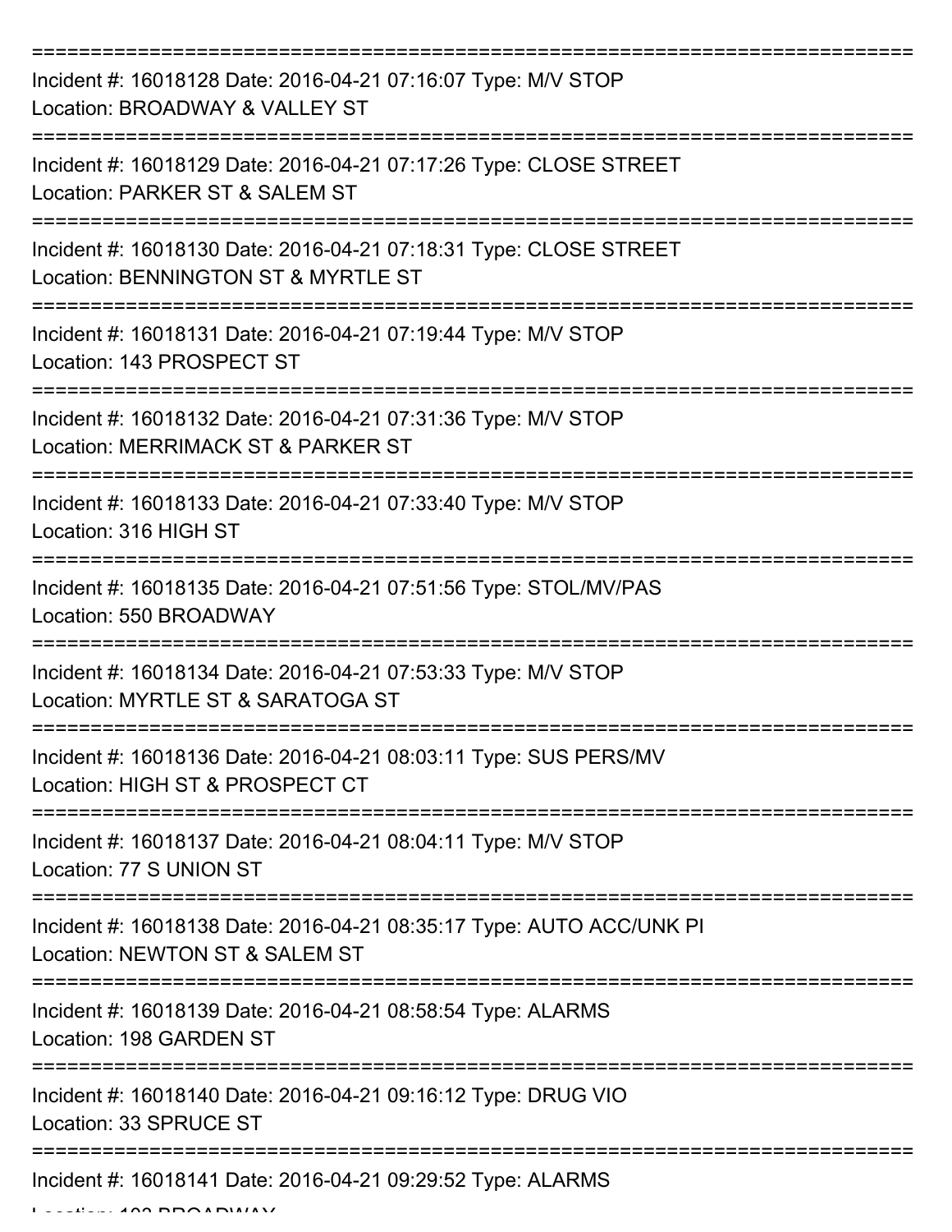===========================================================================

Incident #: 16018128 Date: 2016-04-21 07:16:07 Type: M/V STOP
Location: BROADWAY & VALLEY ST

===========================================================================

Incident #: 16018129 Date: 2016-04-21 07:17:26 Type: CLOSE STREET
Location: PARKER ST & SALEM ST

===========================================================================

Incident #: 16018130 Date: 2016-04-21 07:18:31 Type: CLOSE STREET
Location: BENNINGTON ST & MYRTLE ST

===========================================================================

Incident #: 16018131 Date: 2016-04-21 07:19:44 Type: M/V STOP
Location: 143 PROSPECT ST

===========================================================================

Incident #: 16018132 Date: 2016-04-21 07:31:36 Type: M/V STOP
Location: MERRIMACK ST & PARKER ST

===========================================================================

Incident #: 16018133 Date: 2016-04-21 07:33:40 Type: M/V STOP
Location: 316 HIGH ST

===========================================================================

Incident #: 16018135 Date: 2016-04-21 07:51:56 Type: STOL/MV/PAS
Location: 550 BROADWAY

===========================================================================

Incident #: 16018134 Date: 2016-04-21 07:53:33 Type: M/V STOP
Location: MYRTLE ST & SARATOGA ST

===========================================================================

Incident #: 16018136 Date: 2016-04-21 08:03:11 Type: SUS PERS/MV
Location: HIGH ST & PROSPECT CT

===========================================================================

Incident #: 16018137 Date: 2016-04-21 08:04:11 Type: M/V STOP
Location: 77 S UNION ST

===========================================================================

Incident #: 16018138 Date: 2016-04-21 08:35:17 Type: AUTO ACC/UNK PI
Location: NEWTON ST & SALEM ST

===========================================================================

Incident #: 16018139 Date: 2016-04-21 08:58:54 Type: ALARMS
Location: 198 GARDEN ST

===========================================================================

Incident #: 16018140 Date: 2016-04-21 09:16:12 Type: DRUG VIO
Location: 33 SPRUCE ST

===========================================================================

Incident #: 16018141 Date: 2016-04-21 09:29:52 Type: ALARMS
Location: 103 BROADWAY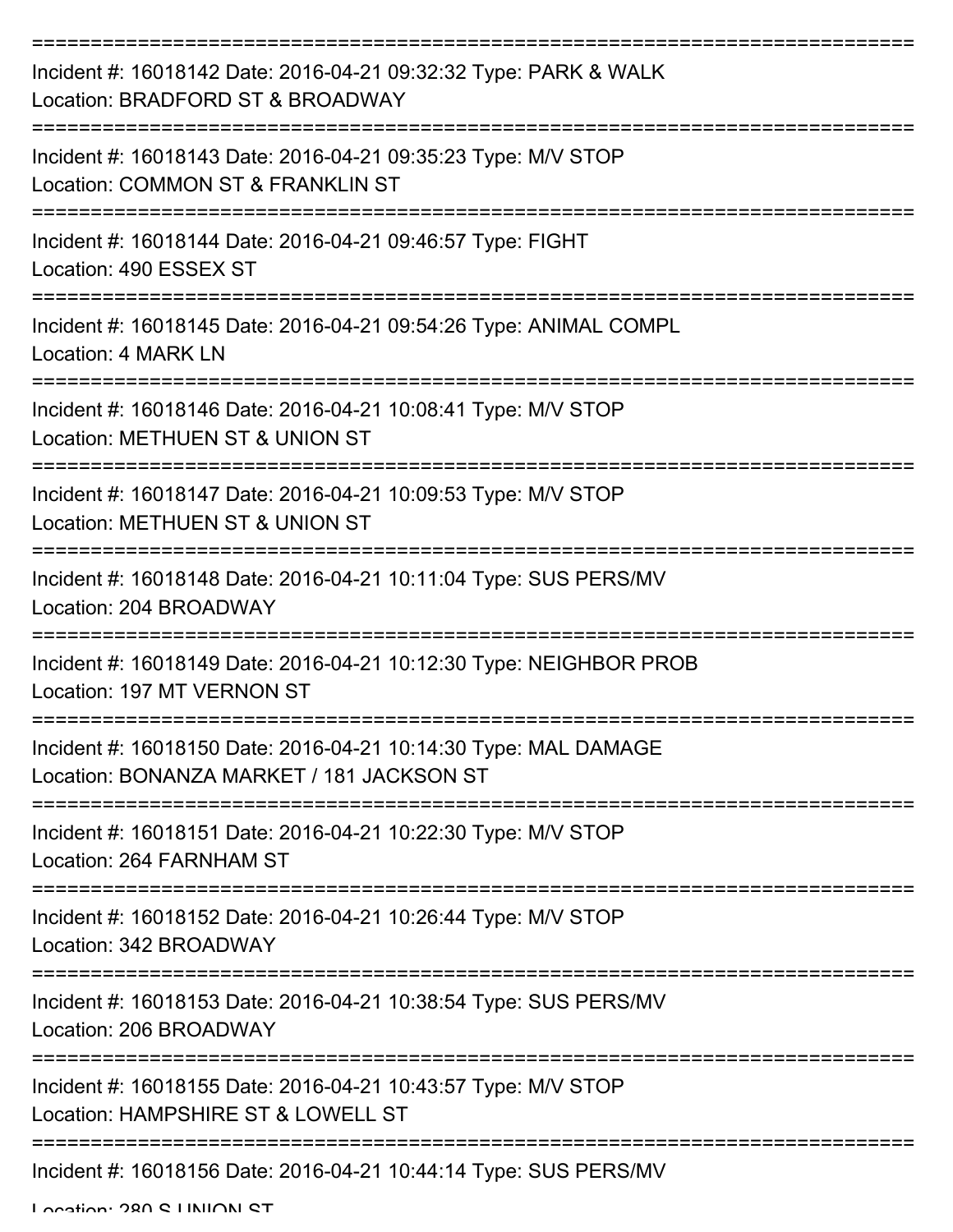===========================================================================

Incident #: 16018142 Date: 2016-04-21 09:32:32 Type: PARK & WALK
Location: BRADFORD ST & BROADWAY

===========================================================================

Incident #: 16018143 Date: 2016-04-21 09:35:23 Type: M/V STOP
Location: COMMON ST & FRANKLIN ST

===========================================================================

Incident #: 16018144 Date: 2016-04-21 09:46:57 Type: FIGHT
Location: 490 ESSEX ST

===========================================================================

Incident #: 16018145 Date: 2016-04-21 09:54:26 Type: ANIMAL COMPL
Location: 4 MARK LN

===========================================================================

Incident #: 16018146 Date: 2016-04-21 10:08:41 Type: M/V STOP
Location: METHUEN ST & UNION ST

===========================================================================

Incident #: 16018147 Date: 2016-04-21 10:09:53 Type: M/V STOP
Location: METHUEN ST & UNION ST

===========================================================================

Incident #: 16018148 Date: 2016-04-21 10:11:04 Type: SUS PERS/MV
Location: 204 BROADWAY

===========================================================================

Incident #: 16018149 Date: 2016-04-21 10:12:30 Type: NEIGHBOR PROB
Location: 197 MT VERNON ST

===========================================================================

Incident #: 16018150 Date: 2016-04-21 10:14:30 Type: MAL DAMAGE
Location: BONANZA MARKET / 181 JACKSON ST

===========================================================================

Incident #: 16018151 Date: 2016-04-21 10:22:30 Type: M/V STOP
Location: 264 FARNHAM ST

===========================================================================

Incident #: 16018152 Date: 2016-04-21 10:26:44 Type: M/V STOP
Location: 342 BROADWAY

===========================================================================

Incident #: 16018153 Date: 2016-04-21 10:38:54 Type: SUS PERS/MV
Location: 206 BROADWAY

===========================================================================

Incident #: 16018155 Date: 2016-04-21 10:43:57 Type: M/V STOP
Location: HAMPSHIRE ST & LOWELL ST

===========================================================================

Incident #: 16018156 Date: 2016-04-21 10:44:14 Type: SUS PERS/MV
Location: 280 S UNION ST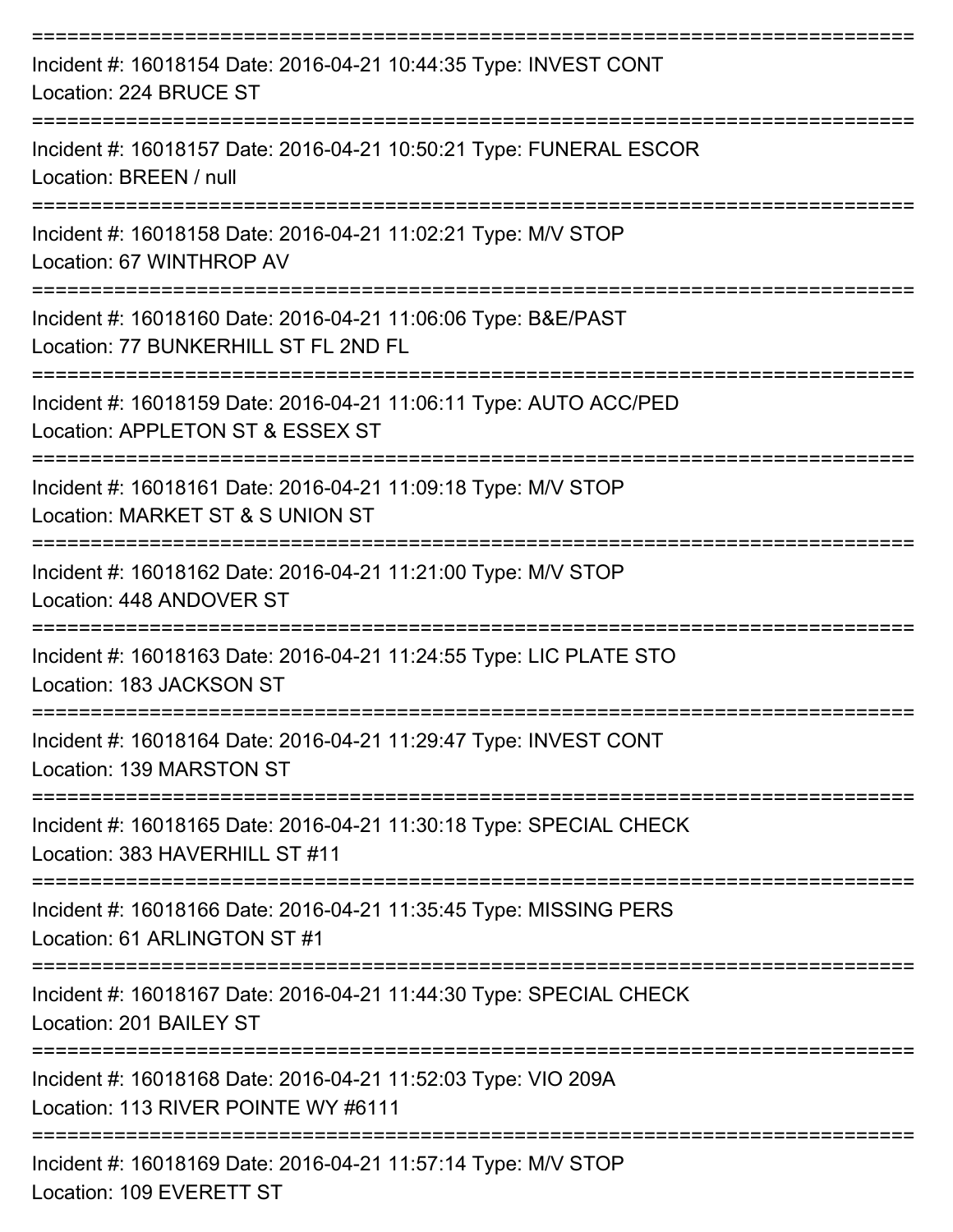===========================================================================
Incident #: 16018154 Date: 2016-04-21 10:44:35 Type: INVEST CONT
Location: 224 BRUCE ST
===========================================================================
Incident #: 16018157 Date: 2016-04-21 10:50:21 Type: FUNERAL ESCOR
Location: BREEN / null
===========================================================================
Incident #: 16018158 Date: 2016-04-21 11:02:21 Type: M/V STOP
Location: 67 WINTHROP AV
===========================================================================
Incident #: 16018160 Date: 2016-04-21 11:06:06 Type: B&E/PAST
Location: 77 BUNKERHILL ST FL 2ND FL
===========================================================================
Incident #: 16018159 Date: 2016-04-21 11:06:11 Type: AUTO ACC/PED
Location: APPLETON ST & ESSEX ST
===========================================================================
Incident #: 16018161 Date: 2016-04-21 11:09:18 Type: M/V STOP
Location: MARKET ST & S UNION ST
===========================================================================
Incident #: 16018162 Date: 2016-04-21 11:21:00 Type: M/V STOP
Location: 448 ANDOVER ST
===========================================================================
Incident #: 16018163 Date: 2016-04-21 11:24:55 Type: LIC PLATE STO
Location: 183 JACKSON ST
===========================================================================
Incident #: 16018164 Date: 2016-04-21 11:29:47 Type: INVEST CONT
Location: 139 MARSTON ST
===========================================================================
Incident #: 16018165 Date: 2016-04-21 11:30:18 Type: SPECIAL CHECK
Location: 383 HAVERHILL ST #11
===========================================================================
Incident #: 16018166 Date: 2016-04-21 11:35:45 Type: MISSING PERS
Location: 61 ARLINGTON ST #1
===========================================================================
Incident #: 16018167 Date: 2016-04-21 11:44:30 Type: SPECIAL CHECK
Location: 201 BAILEY ST
===========================================================================
Incident #: 16018168 Date: 2016-04-21 11:52:03 Type: VIO 209A
Location: 113 RIVER POINTE WY #6111
===========================================================================
Incident #: 16018169 Date: 2016-04-21 11:57:14 Type: M/V STOP
Location: 109 EVERETT ST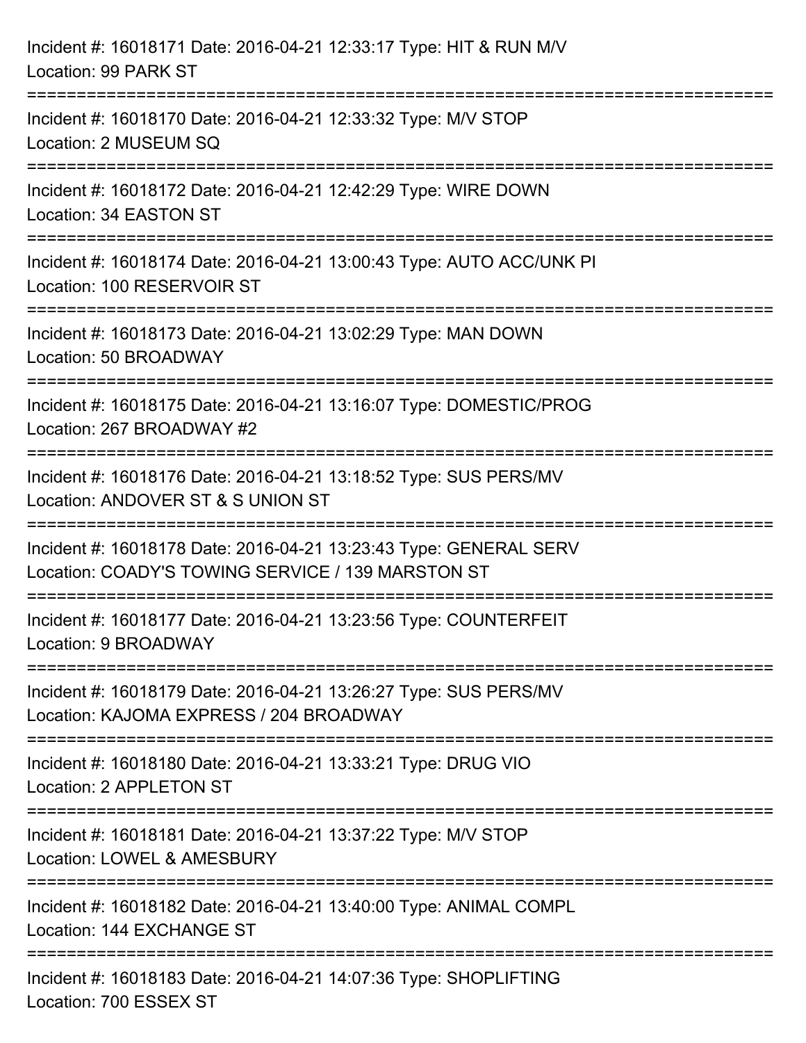Incident #: 16018171 Date: 2016-04-21 12:33:17 Type: HIT & RUN M/V
Location: 99 PARK ST

===========================================================================

Incident #: 16018170 Date: 2016-04-21 12:33:32 Type: M/V STOP
Location: 2 MUSEUM SQ

===========================================================================

Incident #: 16018172 Date: 2016-04-21 12:42:29 Type: WIRE DOWN
Location: 34 EASTON ST

===========================================================================

Incident #: 16018174 Date: 2016-04-21 13:00:43 Type: AUTO ACC/UNK PI
Location: 100 RESERVOIR ST

===========================================================================

Incident #: 16018173 Date: 2016-04-21 13:02:29 Type: MAN DOWN
Location: 50 BROADWAY

===========================================================================

Incident #: 16018175 Date: 2016-04-21 13:16:07 Type: DOMESTIC/PROG
Location: 267 BROADWAY #2

===========================================================================

Incident #: 16018176 Date: 2016-04-21 13:18:52 Type: SUS PERS/MV
Location: ANDOVER ST & S UNION ST

===========================================================================

Incident #: 16018178 Date: 2016-04-21 13:23:43 Type: GENERAL SERV
Location: COADY'S TOWING SERVICE / 139 MARSTON ST

===========================================================================

Incident #: 16018177 Date: 2016-04-21 13:23:56 Type: COUNTERFEIT
Location: 9 BROADWAY

===========================================================================

Incident #: 16018179 Date: 2016-04-21 13:26:27 Type: SUS PERS/MV
Location: KAJOMA EXPRESS / 204 BROADWAY

===========================================================================

Incident #: 16018180 Date: 2016-04-21 13:33:21 Type: DRUG VIO
Location: 2 APPLETON ST

===========================================================================

Incident #: 16018181 Date: 2016-04-21 13:37:22 Type: M/V STOP
Location: LOWEL & AMESBURY

===========================================================================

Incident #: 16018182 Date: 2016-04-21 13:40:00 Type: ANIMAL COMPL
Location: 144 EXCHANGE ST

===========================================================================

Incident #: 16018183 Date: 2016-04-21 14:07:36 Type: SHOPLIFTING
Location: 700 ESSEX ST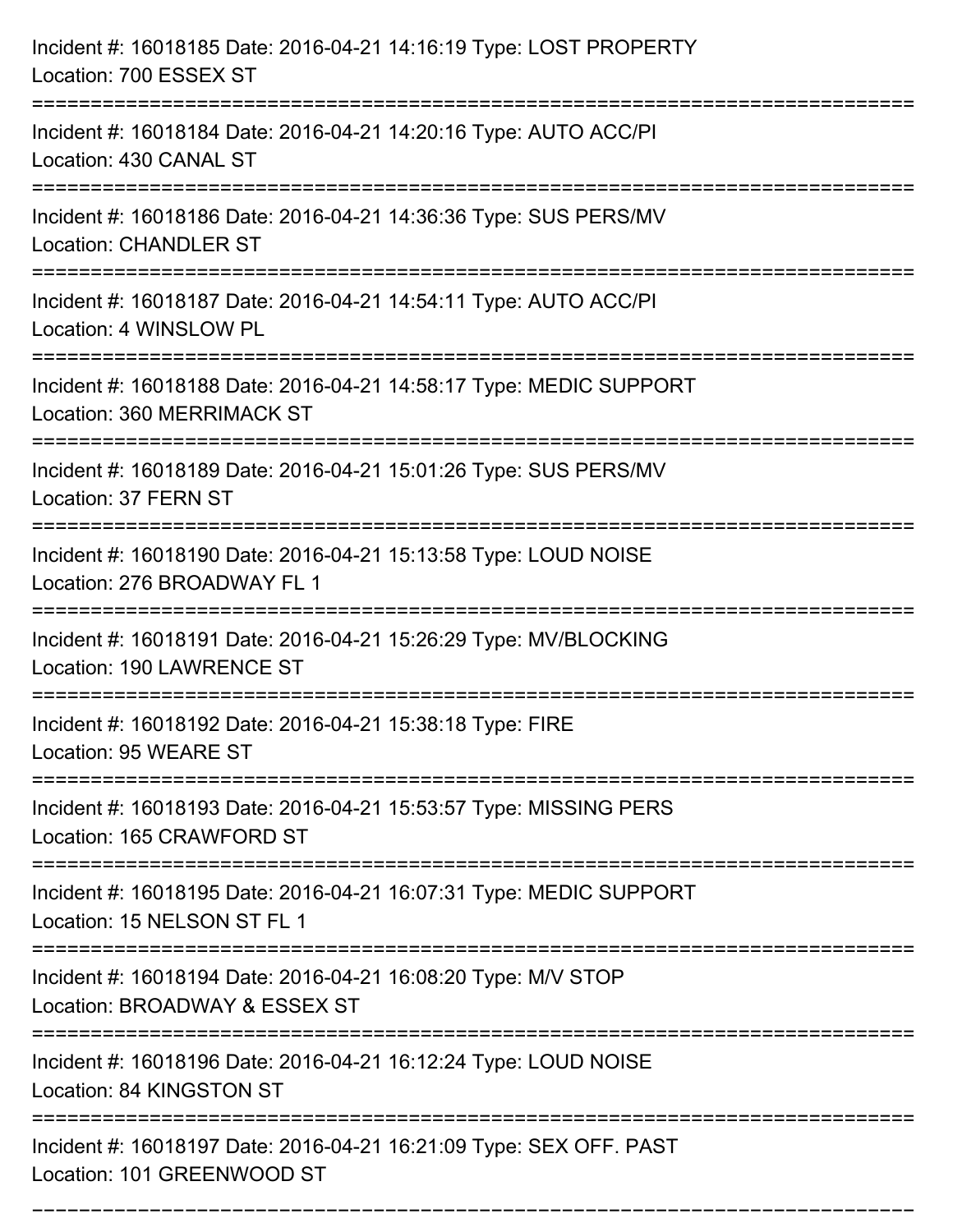Incident #: 16018185 Date: 2016-04-21 14:16:19 Type: LOST PROPERTY
Location: 700 ESSEX ST

===========================================================================

Incident #: 16018184 Date: 2016-04-21 14:20:16 Type: AUTO ACC/PI
Location: 430 CANAL ST

===========================================================================

Incident #: 16018186 Date: 2016-04-21 14:36:36 Type: SUS PERS/MV
Location: CHANDLER ST

===========================================================================

Incident #: 16018187 Date: 2016-04-21 14:54:11 Type: AUTO ACC/PI
Location: 4 WINSLOW PL

===========================================================================

Incident #: 16018188 Date: 2016-04-21 14:58:17 Type: MEDIC SUPPORT
Location: 360 MERRIMACK ST

===========================================================================

Incident #: 16018189 Date: 2016-04-21 15:01:26 Type: SUS PERS/MV
Location: 37 FERN ST

===========================================================================

Incident #: 16018190 Date: 2016-04-21 15:13:58 Type: LOUD NOISE
Location: 276 BROADWAY FL 1

===========================================================================

Incident #: 16018191 Date: 2016-04-21 15:26:29 Type: MV/BLOCKING
Location: 190 LAWRENCE ST

===========================================================================

Incident #: 16018192 Date: 2016-04-21 15:38:18 Type: FIRE
Location: 95 WEARE ST

===========================================================================

Incident #: 16018193 Date: 2016-04-21 15:53:57 Type: MISSING PERS
Location: 165 CRAWFORD ST

===========================================================================

Incident #: 16018195 Date: 2016-04-21 16:07:31 Type: MEDIC SUPPORT
Location: 15 NELSON ST FL 1

===========================================================================

Incident #: 16018194 Date: 2016-04-21 16:08:20 Type: M/V STOP
Location: BROADWAY & ESSEX ST

===========================================================================

Incident #: 16018196 Date: 2016-04-21 16:12:24 Type: LOUD NOISE
Location: 84 KINGSTON ST

===========================================================================

Incident #: 16018197 Date: 2016-04-21 16:21:09 Type: SEX OFF. PAST
Location: 101 GREENWOOD ST

===========================================================================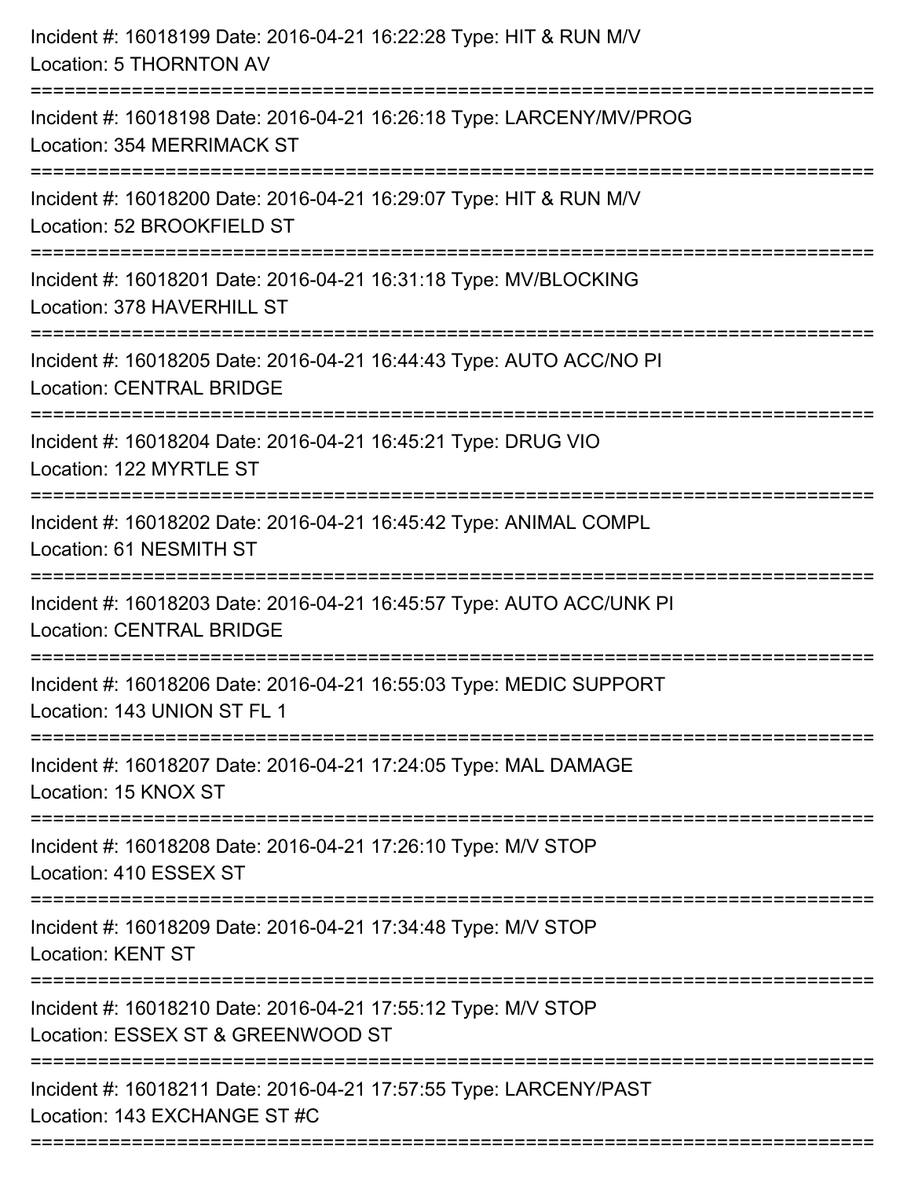Incident #: 16018199 Date: 2016-04-21 16:22:28 Type: HIT & RUN M/V
Location: 5 THORNTON AV

===========================================================================

Incident #: 16018198 Date: 2016-04-21 16:26:18 Type: LARCENY/MV/PROG
Location: 354 MERRIMACK ST

===========================================================================

Incident #: 16018200 Date: 2016-04-21 16:29:07 Type: HIT & RUN M/V
Location: 52 BROOKFIELD ST

===========================================================================

Incident #: 16018201 Date: 2016-04-21 16:31:18 Type: MV/BLOCKING
Location: 378 HAVERHILL ST

===========================================================================

Incident #: 16018205 Date: 2016-04-21 16:44:43 Type: AUTO ACC/NO PI
Location: CENTRAL BRIDGE

===========================================================================

Incident #: 16018204 Date: 2016-04-21 16:45:21 Type: DRUG VIO
Location: 122 MYRTLE ST

===========================================================================

Incident #: 16018202 Date: 2016-04-21 16:45:42 Type: ANIMAL COMPL
Location: 61 NESMITH ST

===========================================================================

Incident #: 16018203 Date: 2016-04-21 16:45:57 Type: AUTO ACC/UNK PI
Location: CENTRAL BRIDGE

===========================================================================

Incident #: 16018206 Date: 2016-04-21 16:55:03 Type: MEDIC SUPPORT
Location: 143 UNION ST FL 1

===========================================================================

Incident #: 16018207 Date: 2016-04-21 17:24:05 Type: MAL DAMAGE
Location: 15 KNOX ST

===========================================================================

Incident #: 16018208 Date: 2016-04-21 17:26:10 Type: M/V STOP
Location: 410 ESSEX ST

===========================================================================

Incident #: 16018209 Date: 2016-04-21 17:34:48 Type: M/V STOP
Location: KENT ST

===========================================================================

Incident #: 16018210 Date: 2016-04-21 17:55:12 Type: M/V STOP
Location: ESSEX ST & GREENWOOD ST

===========================================================================

Incident #: 16018211 Date: 2016-04-21 17:57:55 Type: LARCENY/PAST
Location: 143 EXCHANGE ST #C

===========================================================================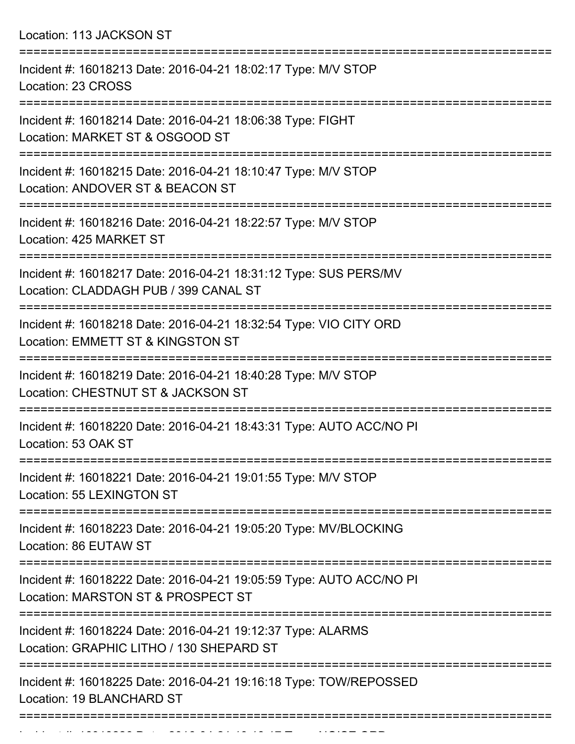Location: 113 JACKSON ST

===========================================================================

Incident #: 16018213 Date: 2016-04-21 18:02:17 Type: M/V STOP
Location: 23 CROSS

===========================================================================

Incident #: 16018214 Date: 2016-04-21 18:06:38 Type: FIGHT
Location: MARKET ST & OSGOOD ST

===========================================================================

Incident #: 16018215 Date: 2016-04-21 18:10:47 Type: M/V STOP
Location: ANDOVER ST & BEACON ST

===========================================================================

Incident #: 16018216 Date: 2016-04-21 18:22:57 Type: M/V STOP
Location: 425 MARKET ST

===========================================================================

Incident #: 16018217 Date: 2016-04-21 18:31:12 Type: SUS PERS/MV
Location: CLADDAGH PUB / 399 CANAL ST

===========================================================================

Incident #: 16018218 Date: 2016-04-21 18:32:54 Type: VIO CITY ORD
Location: EMMETT ST & KINGSTON ST

===========================================================================

Incident #: 16018219 Date: 2016-04-21 18:40:28 Type: M/V STOP
Location: CHESTNUT ST & JACKSON ST

===========================================================================

Incident #: 16018220 Date: 2016-04-21 18:43:31 Type: AUTO ACC/NO PI
Location: 53 OAK ST

===========================================================================

Incident #: 16018221 Date: 2016-04-21 19:01:55 Type: M/V STOP
Location: 55 LEXINGTON ST

===========================================================================

Incident #: 16018223 Date: 2016-04-21 19:05:20 Type: MV/BLOCKING
Location: 86 EUTAW ST

===========================================================================

Incident #: 16018222 Date: 2016-04-21 19:05:59 Type: AUTO ACC/NO PI
Location: MARSTON ST & PROSPECT ST

===========================================================================

Incident #: 16018224 Date: 2016-04-21 19:12:37 Type: ALARMS
Location: GRAPHIC LITHO / 130 SHEPARD ST

===========================================================================

Incident #: 16018225 Date: 2016-04-21 19:16:18 Type: TOW/REPOSSED
Location: 19 BLANCHARD ST

===========================================================================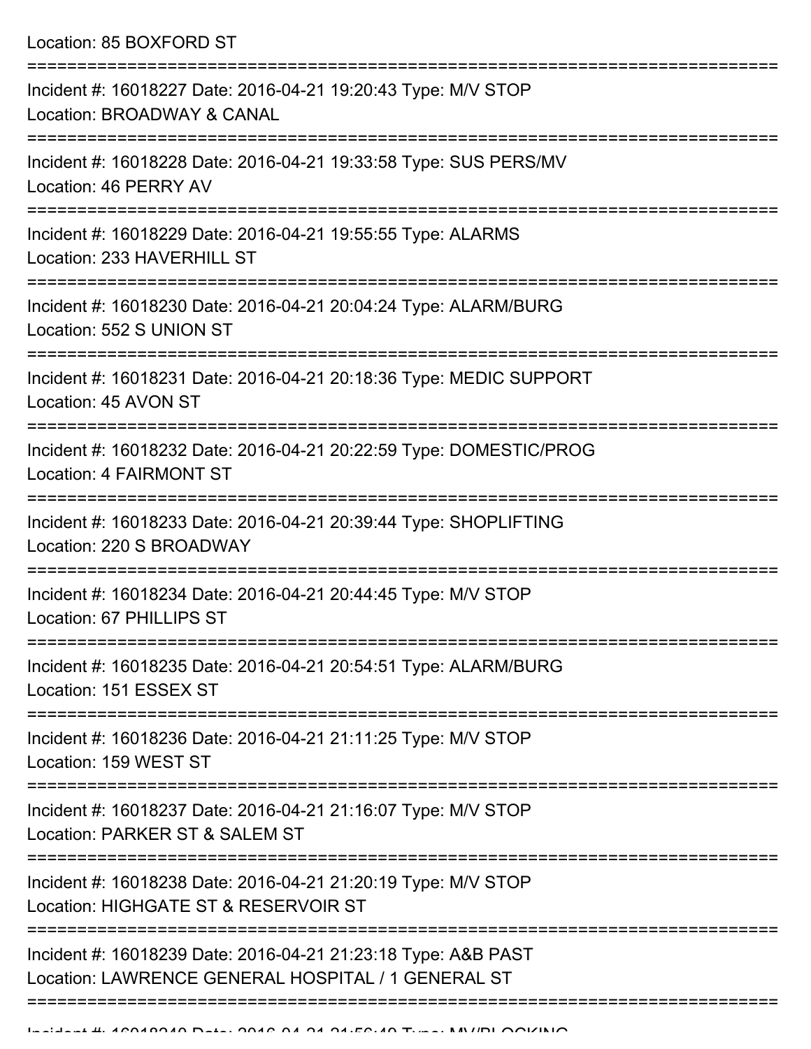Location: 85 BOXFORD ST

===========================================================================

Incident #: 16018227 Date: 2016-04-21 19:20:43 Type: M/V STOP
Location: BROADWAY & CANAL

===========================================================================

Incident #: 16018228 Date: 2016-04-21 19:33:58 Type: SUS PERS/MV
Location: 46 PERRY AV

===========================================================================

Incident #: 16018229 Date: 2016-04-21 19:55:55 Type: ALARMS
Location: 233 HAVERHILL ST

===========================================================================

Incident #: 16018230 Date: 2016-04-21 20:04:24 Type: ALARM/BURG
Location: 552 S UNION ST

===========================================================================

Incident #: 16018231 Date: 2016-04-21 20:18:36 Type: MEDIC SUPPORT
Location: 45 AVON ST

===========================================================================

Incident #: 16018232 Date: 2016-04-21 20:22:59 Type: DOMESTIC/PROG
Location: 4 FAIRMONT ST

===========================================================================

Incident #: 16018233 Date: 2016-04-21 20:39:44 Type: SHOPLIFTING
Location: 220 S BROADWAY

===========================================================================

Incident #: 16018234 Date: 2016-04-21 20:44:45 Type: M/V STOP
Location: 67 PHILLIPS ST

===========================================================================

Incident #: 16018235 Date: 2016-04-21 20:54:51 Type: ALARM/BURG
Location: 151 ESSEX ST

===========================================================================

Incident #: 16018236 Date: 2016-04-21 21:11:25 Type: M/V STOP
Location: 159 WEST ST

===========================================================================

Incident #: 16018237 Date: 2016-04-21 21:16:07 Type: M/V STOP
Location: PARKER ST & SALEM ST

===========================================================================

Incident #: 16018238 Date: 2016-04-21 21:20:19 Type: M/V STOP
Location: HIGHGATE ST & RESERVOIR ST

===========================================================================

Incident #: 16018239 Date: 2016-04-21 21:23:18 Type: A&B PAST
Location: LAWRENCE GENERAL HOSPITAL / 1 GENERAL ST

===========================================================================

Incident #: 16018240 Date: 2016-04-21 21:56:49 Type: MV/BLOCKING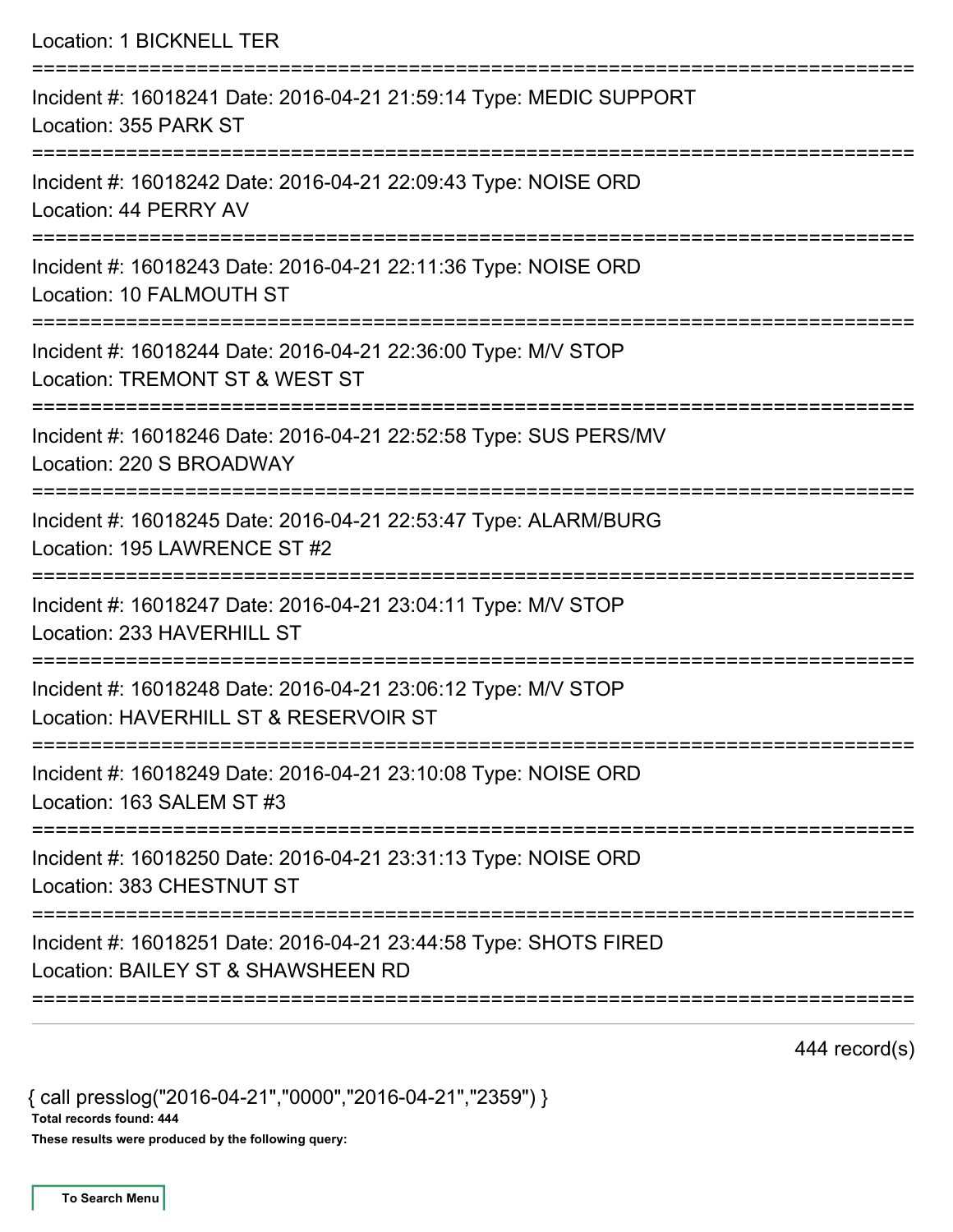Location: 1 BICKNELL TER

===========================================================================

Incident #: 16018241 Date: 2016-04-21 21:59:14 Type: MEDIC SUPPORT
Location: 355 PARK ST

===========================================================================

Incident #: 16018242 Date: 2016-04-21 22:09:43 Type: NOISE ORD
Location: 44 PERRY AV

===========================================================================

Incident #: 16018243 Date: 2016-04-21 22:11:36 Type: NOISE ORD
Location: 10 FALMOUTH ST

===========================================================================

Incident #: 16018244 Date: 2016-04-21 22:36:00 Type: M/V STOP
Location: TREMONT ST & WEST ST

===========================================================================

Incident #: 16018246 Date: 2016-04-21 22:52:58 Type: SUS PERS/MV
Location: 220 S BROADWAY

===========================================================================

Incident #: 16018245 Date: 2016-04-21 22:53:47 Type: ALARM/BURG
Location: 195 LAWRENCE ST #2

===========================================================================

Incident #: 16018247 Date: 2016-04-21 23:04:11 Type: M/V STOP
Location: 233 HAVERHILL ST

===========================================================================

Incident #: 16018248 Date: 2016-04-21 23:06:12 Type: M/V STOP
Location: HAVERHILL ST & RESERVOIR ST

===========================================================================

Incident #: 16018249 Date: 2016-04-21 23:10:08 Type: NOISE ORD
Location: 163 SALEM ST #3

===========================================================================

Incident #: 16018250 Date: 2016-04-21 23:31:13 Type: NOISE ORD
Location: 383 CHESTNUT ST

===========================================================================

Incident #: 16018251 Date: 2016-04-21 23:44:58 Type: SHOTS FIRED
Location: BAILEY ST & SHAWSHEEN RD

===========================================================================

444 record(s)

{ call presslog("2016-04-21","0000","2016-04-21","2359") }

**Total records found: 444**

**These results were produced by the following query:**

To Search Menu